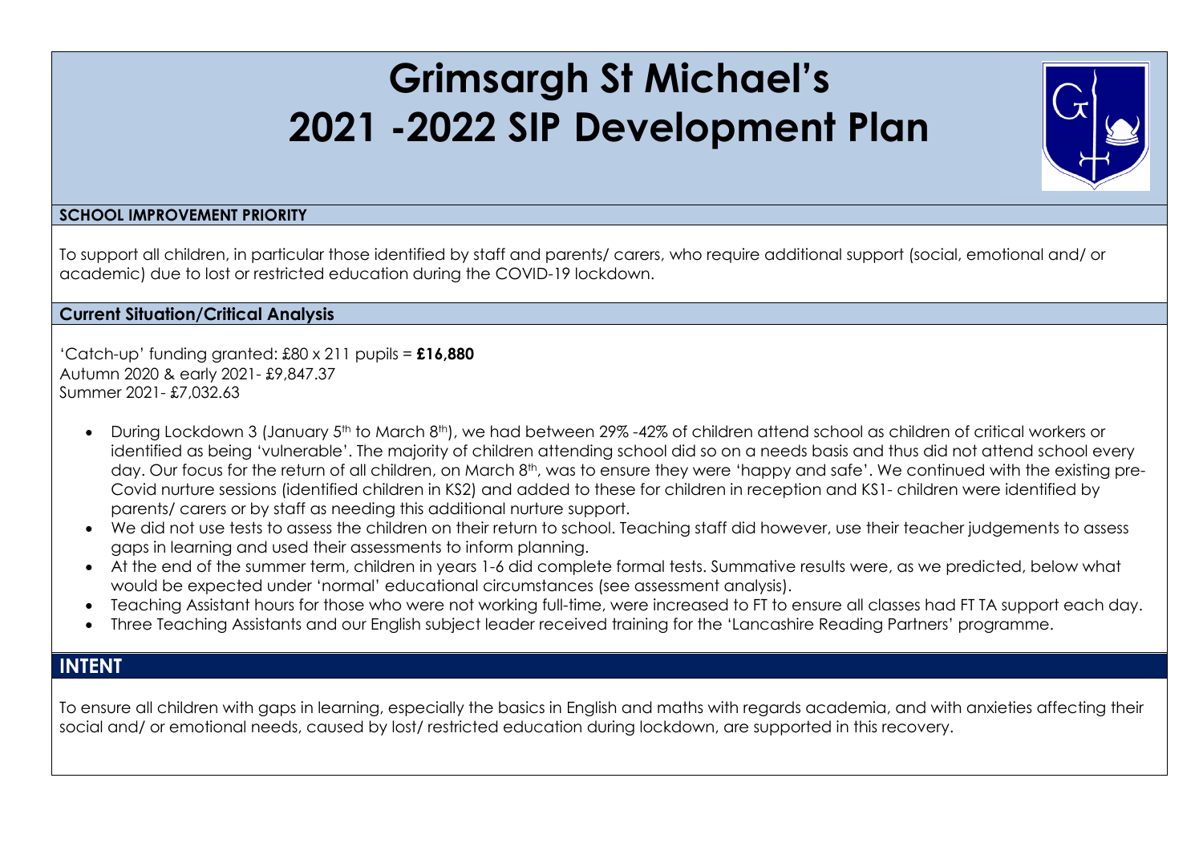# Grimsargh St Michael's
# 2021 -2022 SIP Development Plan

## SCHOOL IMPROVEMENT PRIORITY

To support all children, in particular those identified by staff and parents/ carers, who require additional support (social, emotional and/ or academic) due to lost or restricted education during the COVID-19 lockdown.

## Current Situation/Critical Analysis

'Catch-up' funding granted: £80 x 211 pupils = **£16,880**
Autumn 2020 & early 2021- £9,847.37
Summer 2021- £7,032.63

- During Lockdown 3 (January 5th to March 8th), we had between 29% -42% of children attend school as children of critical workers or identified as being 'vulnerable'. The majority of children attending school did so on a needs basis and thus did not attend school every day. Our focus for the return of all children, on March 8th, was to ensure they were 'happy and safe'. We continued with the existing pre-Covid nurture sessions (identified children in KS2) and added to these for children in reception and KS1- children were identified by parents/ carers or by staff as needing this additional nurture support.
- We did not use tests to assess the children on their return to school. Teaching staff did however, use their teacher judgements to assess gaps in learning and used their assessments to inform planning.
- At the end of the summer term, children in years 1-6 did complete formal tests. Summative results were, as we predicted, below what would be expected under 'normal' educational circumstances (see assessment analysis).
- Teaching Assistant hours for those who were not working full-time, were increased to FT to ensure all classes had FT TA support each day.
- Three Teaching Assistants and our English subject leader received training for the 'Lancashire Reading Partners' programme.

## INTENT

To ensure all children with gaps in learning, especially the basics in English and maths with regards academia, and with anxieties affecting their social and/ or emotional needs, caused by lost/ restricted education during lockdown, are supported in this recovery.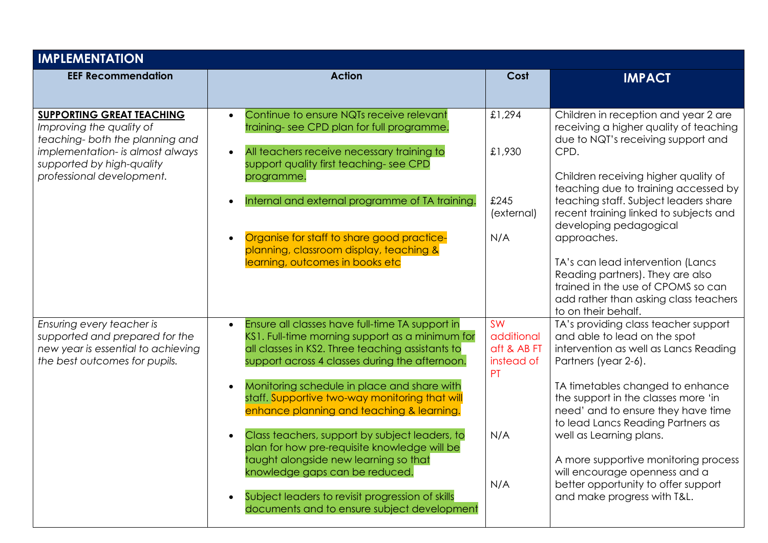| IMPLEMENTATION | | | |
|---|---|---|---|
| **EEF Recommendation** | **Action** | **Cost** | **IMPACT** |
| **SUPPORTING GREAT TEACHING**<br>*Improving the quality of teaching- both the planning and implementation- is almost always supported by high-quality professional development.* | • Continue to ensure NQTs receive relevant training- see CPD plan for full programme.<br>• All teachers receive necessary training to support quality first teaching- see CPD programme.<br>• Internal and external programme of TA training.<br>• Organise for staff to share good practice- planning, classroom display, teaching & learning, outcomes in books etc | £1,294<br><br>£1,930<br><br>£245 (external)<br><br>N/A | Children in reception and year 2 are receiving a higher quality of teaching due to NQT's receiving support and CPD.<br><br>Children receiving higher quality of teaching due to training accessed by teaching staff. Subject leaders share recent training linked to subjects and developing pedagogical approaches.<br><br>TA's can lead intervention (Lancs Reading partners). They are also trained in the use of CPOMS so can add rather than asking class teachers to on their behalf. |
| *Ensuring every teacher is supported and prepared for the new year is essential to achieving the best outcomes for pupils.* | • Ensure all classes have full-time TA support in KS1. Full-time morning support as a minimum for all classes in KS2. Three teaching assistants to support across 4 classes during the afternoon.<br>• Monitoring schedule in place and share with staff. Supportive two-way monitoring that will enhance planning and teaching & learning.<br>• Class teachers, support by subject leaders, to plan for how pre-requisite knowledge will be taught alongside new learning so that knowledge gaps can be reduced.<br>• Subject leaders to revisit progression of skills documents and to ensure subject development | SW additional aft & AB FT instead of PT<br><br>N/A<br><br>N/A | TA's providing class teacher support and able to lead on the spot intervention as well as Lancs Reading Partners (year 2-6).<br><br>TA timetables changed to enhance the support in the classes more 'in need' and to ensure they have time to lead Lancs Reading Partners as well as Learning plans.<br><br>A more supportive monitoring process will encourage openness and a better opportunity to offer support and make progress with T&L. |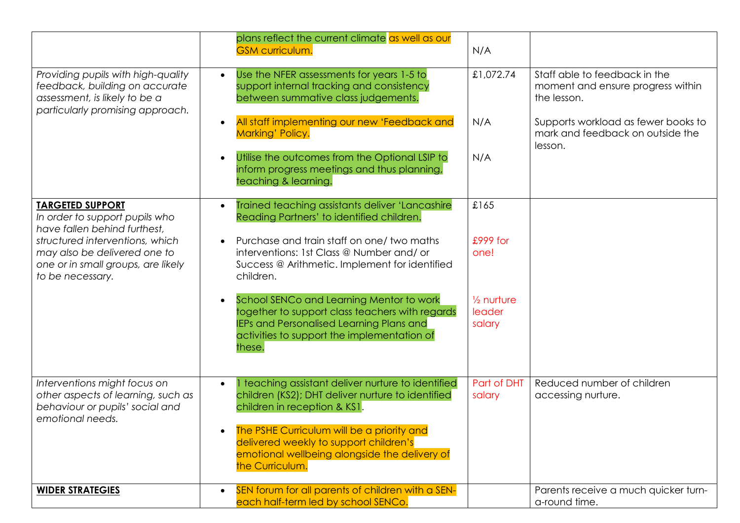| | | | |
|---|---|---|---|
| | plans reflect the current climate as well as our GSM curriculum. | N/A | |
| *Providing pupils with high-quality feedback, building on accurate assessment, is likely to be a particularly promising approach.* | • Use the NFER assessments for years 1-5 to support internal tracking and consistency between summative class judgements.<br><br>• All staff implementing our new 'Feedback and Marking' Policy.<br><br>• Utilise the outcomes from the Optional LSIP to inform progress meetings and thus planning, teaching & learning. | £1,072.74<br><br>N/A<br><br>N/A | Staff able to feedback in the moment and ensure progress within the lesson.<br><br>Supports workload as fewer books to mark and feedback on outside the lesson. |
| **TARGETED SUPPORT**<br>*In order to support pupils who have fallen behind furthest, structured interventions, which may also be delivered one to one or in small groups, are likely to be necessary.* | • Trained teaching assistants deliver 'Lancashire Reading Partners' to identified children.<br><br>• Purchase and train staff on one/ two maths interventions: 1st Class @ Number and/ or Success @ Arithmetic. Implement for identified children.<br><br>• School SENCo and Learning Mentor to work together to support class teachers with regards IEPs and Personalised Learning Plans and activities to support the implementation of these. | £165<br><br>£999 for one!<br><br>½ nurture leader salary | |
| *Interventions might focus on other aspects of learning, such as behaviour or pupils' social and emotional needs.* | • 1 teaching assistant deliver nurture to identified children (KS2); DHT deliver nurture to identified children in reception & KS1.<br><br>• The PSHE Curriculum will be a priority and delivered weekly to support children's emotional wellbeing alongside the delivery of the Curriculum. | Part of DHT salary | Reduced number of children accessing nurture. |
| **WIDER STRATEGIES** | • SEN forum for all parents of children with a SEN- each half-term led by school SENCo. | | Parents receive a much quicker turn-a-round time. |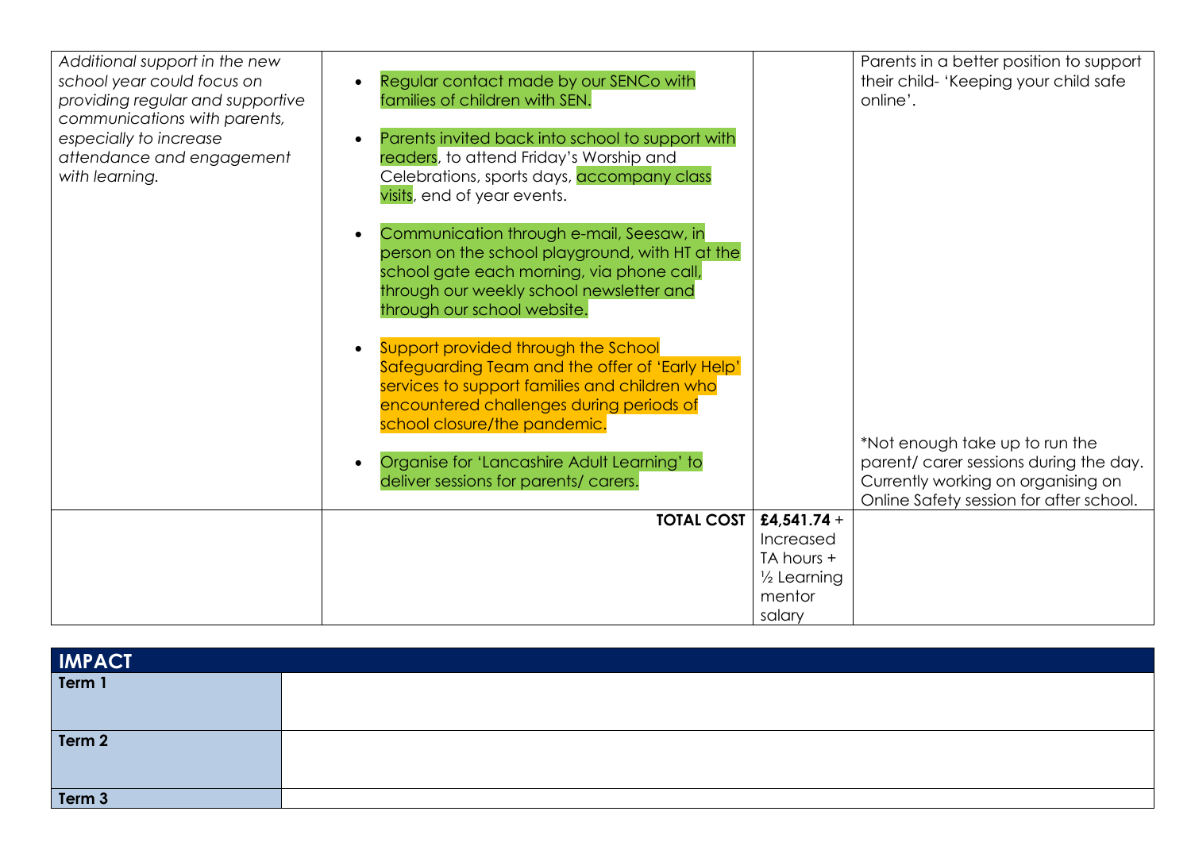| | | | |
|---|---|---|---|
| *Additional support in the new school year could focus on providing regular and supportive communications with parents, especially to increase attendance and engagement with learning.* | • Regular contact made by our SENCo with families of children with SEN.<br><br>• Parents invited back into school to support with readers, to attend Friday's Worship and Celebrations, sports days, accompany class visits, end of year events.<br><br>• Communication through e-mail, Seesaw, in person on the school playground, with HT at the school gate each morning, via phone call, through our weekly school newsletter and through our school website.<br><br>• Support provided through the School Safeguarding Team and the offer of 'Early Help' services to support families and children who encountered challenges during periods of school closure/the pandemic.<br><br>• Organise for 'Lancashire Adult Learning' to deliver sessions for parents/ carers. | | Parents in a better position to support their child- 'Keeping your child safe online'.<br><br>*Not enough take up to run the parent/ carer sessions during the day. Currently working on organising on Online Safety session for after school. |
| | **TOTAL COST** | **£4,541.74** + Increased TA hours + ½ Learning mentor salary | |

| **IMPACT** | |
|---|---|
| **Term 1** | |
| **Term 2** | |
| **Term 3** | |